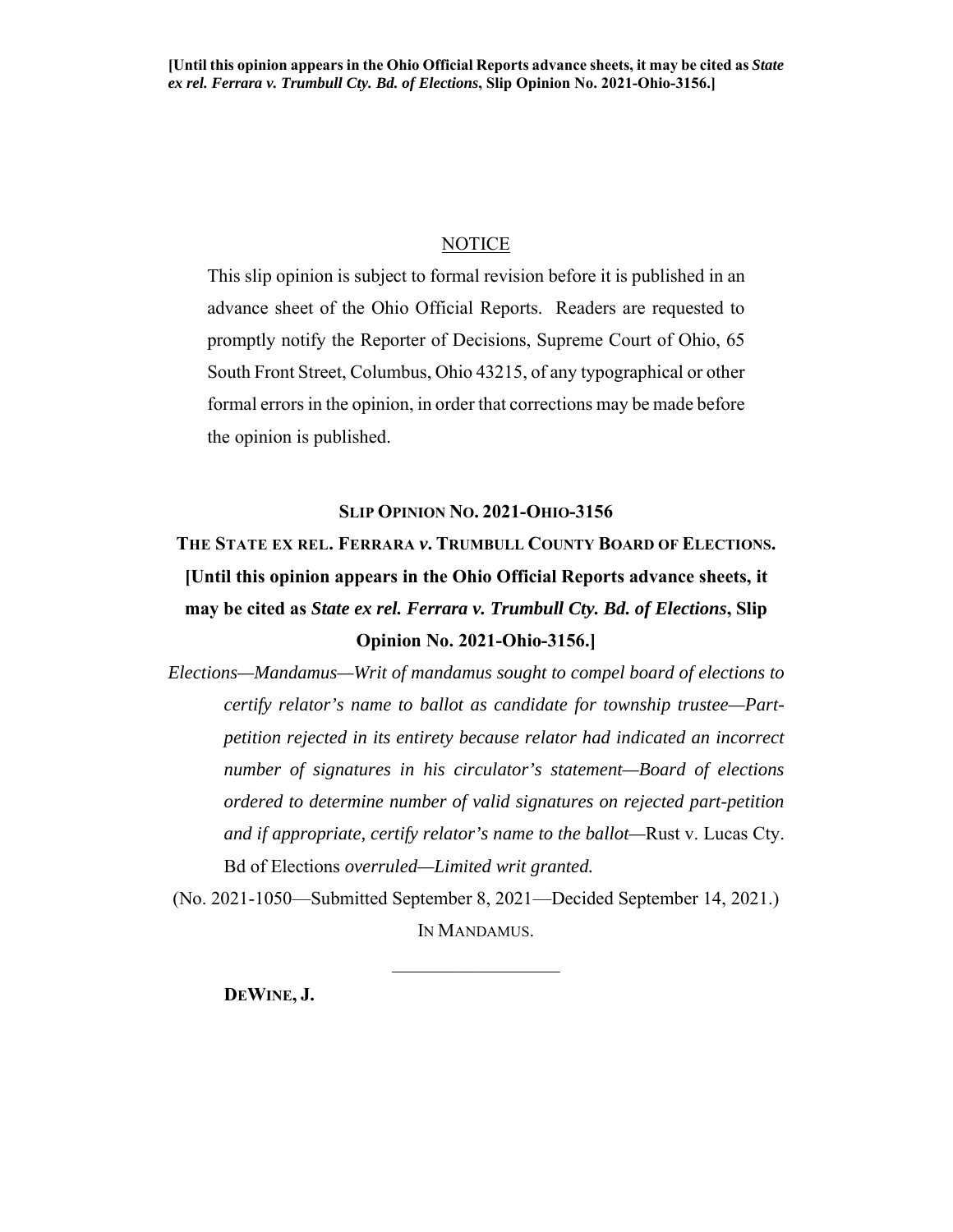**[Until this opinion appears in the Ohio Official Reports advance sheets, it may be cited as *State ex rel. Ferrara v. Trumbull Cty. Bd. of Elections*, Slip Opinion No. 2021-Ohio-3156.]**

NOTICE

This slip opinion is subject to formal revision before it is published in an advance sheet of the Ohio Official Reports. Readers are requested to promptly notify the Reporter of Decisions, Supreme Court of Ohio, 65 South Front Street, Columbus, Ohio 43215, of any typographical or other formal errors in the opinion, in order that corrections may be made before the opinion is published.

**SLIP OPINION NO. 2021-OHIO-3156**

**THE STATE EX REL. FERRARA *v.* TRUMBULL COUNTY BOARD OF ELECTIONS.**

**[Until this opinion appears in the Ohio Official Reports advance sheets, it may be cited as *State ex rel. Ferrara v. Trumbull Cty. Bd. of Elections*, Slip Opinion No. 2021-Ohio-3156.]**

*Elections—Mandamus—Writ of mandamus sought to compel board of elections to certify relator's name to ballot as candidate for township trustee—Part-petition rejected in its entirety because relator had indicated an incorrect number of signatures in his circulator's statement—Board of elections ordered to determine number of valid signatures on rejected part-petition and if appropriate, certify relator's name to the ballot—*Rust v. Lucas Cty. Bd of Elections *overruled—Limited writ granted.*

(No. 2021-1050—Submitted September 8, 2021—Decided September 14, 2021.)

IN MANDAMUS.

---

**DEWINE, J.**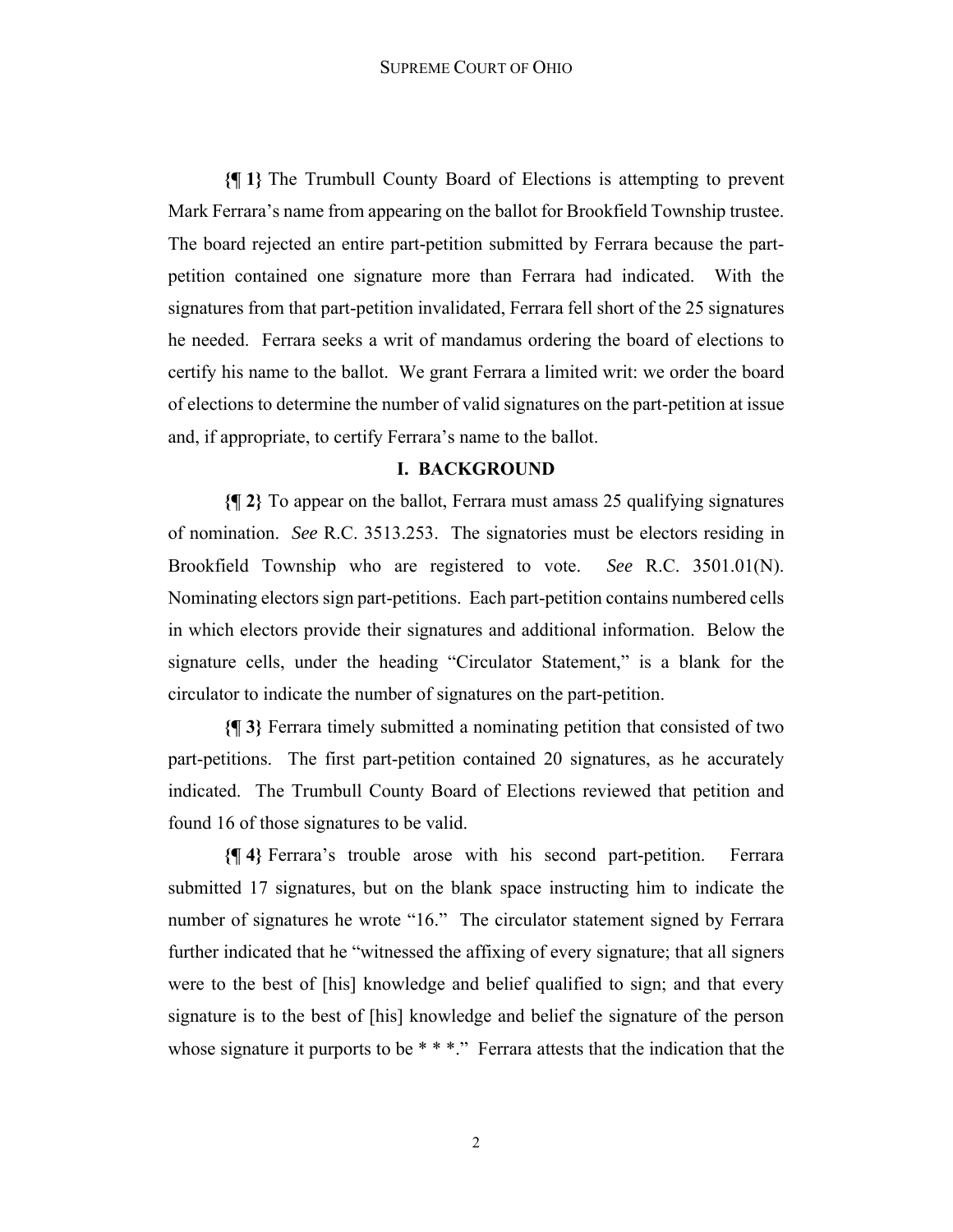**{¶ 1}** The Trumbull County Board of Elections is attempting to prevent Mark Ferrara's name from appearing on the ballot for Brookfield Township trustee. The board rejected an entire part-petition submitted by Ferrara because the part-petition contained one signature more than Ferrara had indicated. With the signatures from that part-petition invalidated, Ferrara fell short of the 25 signatures he needed. Ferrara seeks a writ of mandamus ordering the board of elections to certify his name to the ballot. We grant Ferrara a limited writ: we order the board of elections to determine the number of valid signatures on the part-petition at issue and, if appropriate, to certify Ferrara's name to the ballot.

## I. BACKGROUND

**{¶ 2}** To appear on the ballot, Ferrara must amass 25 qualifying signatures of nomination. *See* R.C. 3513.253. The signatories must be electors residing in Brookfield Township who are registered to vote. *See* R.C. 3501.01(N). Nominating electors sign part-petitions. Each part-petition contains numbered cells in which electors provide their signatures and additional information. Below the signature cells, under the heading "Circulator Statement," is a blank for the circulator to indicate the number of signatures on the part-petition.

**{¶ 3}** Ferrara timely submitted a nominating petition that consisted of two part-petitions. The first part-petition contained 20 signatures, as he accurately indicated. The Trumbull County Board of Elections reviewed that petition and found 16 of those signatures to be valid.

**{¶ 4}** Ferrara's trouble arose with his second part-petition. Ferrara submitted 17 signatures, but on the blank space instructing him to indicate the number of signatures he wrote "16." The circulator statement signed by Ferrara further indicated that he "witnessed the affixing of every signature; that all signers were to the best of [his] knowledge and belief qualified to sign; and that every signature is to the best of [his] knowledge and belief the signature of the person whose signature it purports to be * * *." Ferrara attests that the indication that the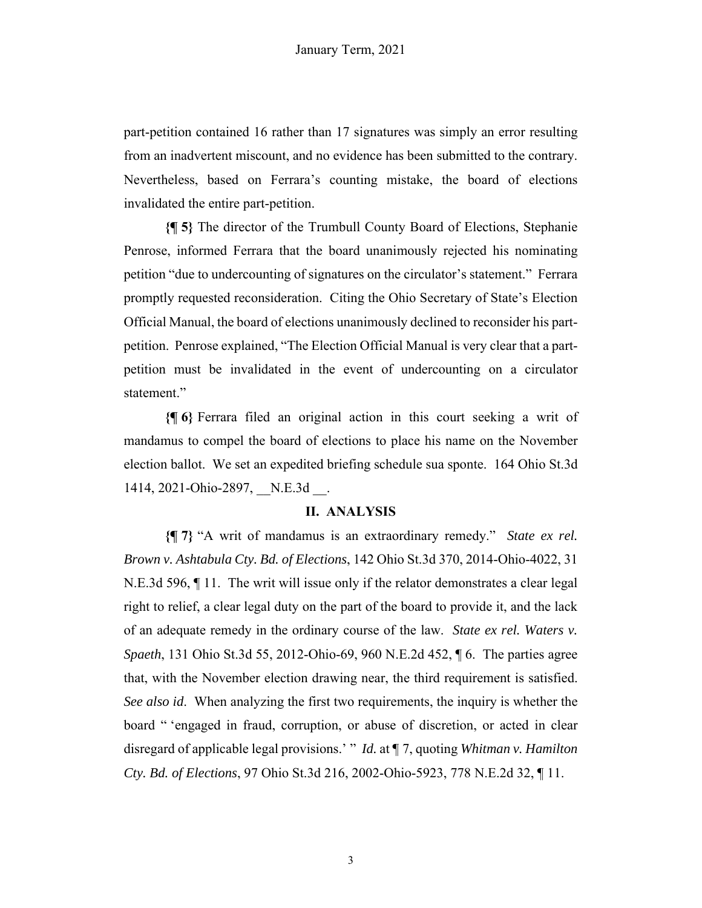part-petition contained 16 rather than 17 signatures was simply an error resulting from an inadvertent miscount, and no evidence has been submitted to the contrary. Nevertheless, based on Ferrara's counting mistake, the board of elections invalidated the entire part-petition.

**{¶ 5}** The director of the Trumbull County Board of Elections, Stephanie Penrose, informed Ferrara that the board unanimously rejected his nominating petition "due to undercounting of signatures on the circulator's statement." Ferrara promptly requested reconsideration. Citing the Ohio Secretary of State's Election Official Manual, the board of elections unanimously declined to reconsider his part-petition. Penrose explained, "The Election Official Manual is very clear that a part-petition must be invalidated in the event of undercounting on a circulator statement."

**{¶ 6}** Ferrara filed an original action in this court seeking a writ of mandamus to compel the board of elections to place his name on the November election ballot. We set an expedited briefing schedule sua sponte. 164 Ohio St.3d 1414, 2021-Ohio-2897, __N.E.3d __.

## II. ANALYSIS

**{¶ 7}** "A writ of mandamus is an extraordinary remedy." *State ex rel. Brown v. Ashtabula Cty. Bd. of Elections*, 142 Ohio St.3d 370, 2014-Ohio-4022, 31 N.E.3d 596, ¶ 11. The writ will issue only if the relator demonstrates a clear legal right to relief, a clear legal duty on the part of the board to provide it, and the lack of an adequate remedy in the ordinary course of the law. *State ex rel. Waters v. Spaeth*, 131 Ohio St.3d 55, 2012-Ohio-69, 960 N.E.2d 452, ¶ 6. The parties agree that, with the November election drawing near, the third requirement is satisfied. *See also id*. When analyzing the first two requirements, the inquiry is whether the board " 'engaged in fraud, corruption, or abuse of discretion, or acted in clear disregard of applicable legal provisions.' " *Id.* at ¶ 7, quoting *Whitman v. Hamilton Cty. Bd. of Elections*, 97 Ohio St.3d 216, 2002-Ohio-5923, 778 N.E.2d 32, ¶ 11.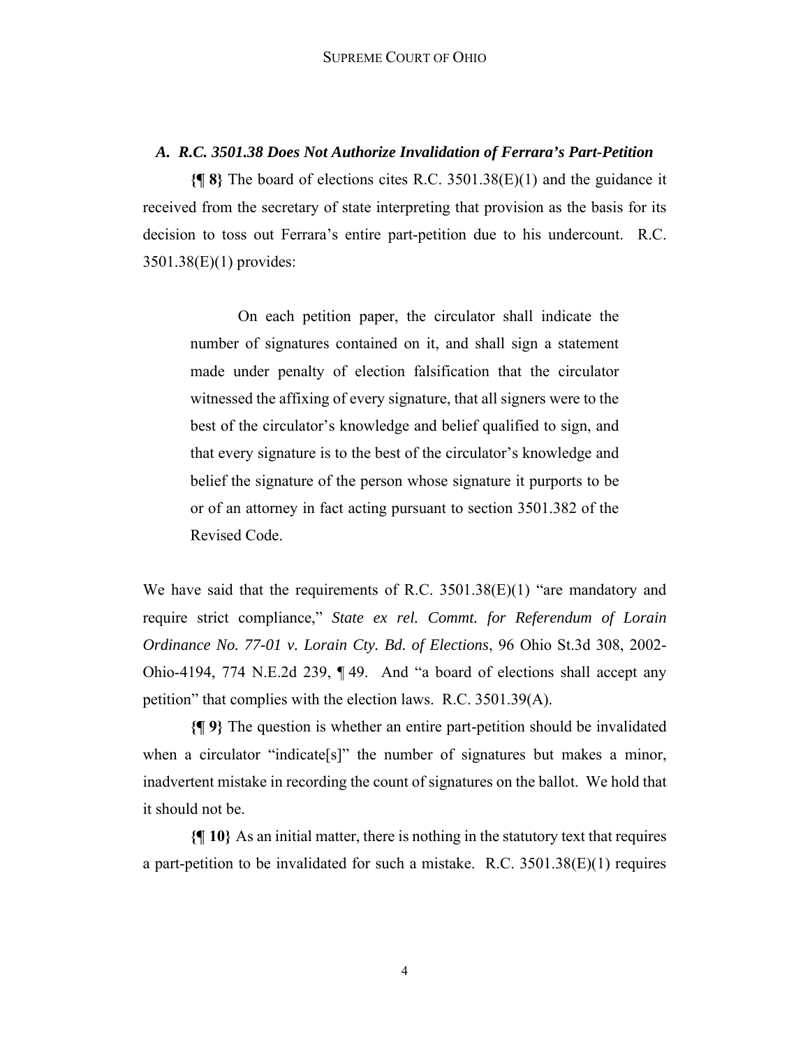### *A. R.C. 3501.38 Does Not Authorize Invalidation of Ferrara's Part-Petition*

**{¶ 8}** The board of elections cites R.C. 3501.38(E)(1) and the guidance it received from the secretary of state interpreting that provision as the basis for its decision to toss out Ferrara's entire part-petition due to his undercount. R.C. 3501.38(E)(1) provides:

> On each petition paper, the circulator shall indicate the number of signatures contained on it, and shall sign a statement made under penalty of election falsification that the circulator witnessed the affixing of every signature, that all signers were to the best of the circulator's knowledge and belief qualified to sign, and that every signature is to the best of the circulator's knowledge and belief the signature of the person whose signature it purports to be or of an attorney in fact acting pursuant to section 3501.382 of the Revised Code.

We have said that the requirements of R.C. 3501.38(E)(1) "are mandatory and require strict compliance," *State ex rel. Commt. for Referendum of Lorain Ordinance No. 77-01 v. Lorain Cty. Bd. of Elections*, 96 Ohio St.3d 308, 2002-Ohio-4194, 774 N.E.2d 239, ¶ 49. And "a board of elections shall accept any petition" that complies with the election laws. R.C. 3501.39(A).

**{¶ 9}** The question is whether an entire part-petition should be invalidated when a circulator "indicate[s]" the number of signatures but makes a minor, inadvertent mistake in recording the count of signatures on the ballot. We hold that it should not be.

**{¶ 10}** As an initial matter, there is nothing in the statutory text that requires a part-petition to be invalidated for such a mistake. R.C. 3501.38(E)(1) requires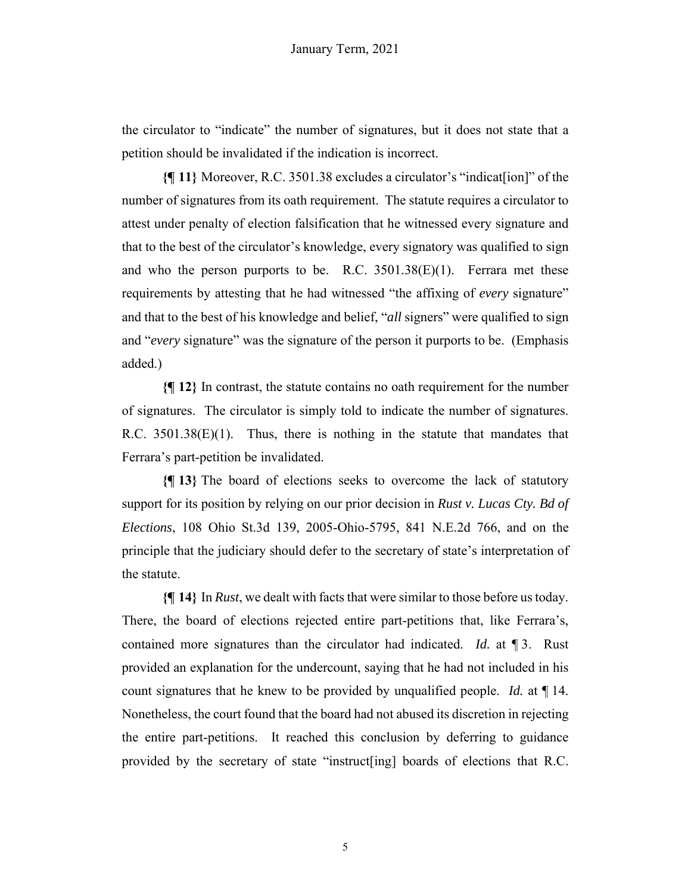the circulator to "indicate" the number of signatures, but it does not state that a petition should be invalidated if the indication is incorrect.

**{¶ 11}** Moreover, R.C. 3501.38 excludes a circulator's "indicat[ion]" of the number of signatures from its oath requirement. The statute requires a circulator to attest under penalty of election falsification that he witnessed every signature and that to the best of the circulator's knowledge, every signatory was qualified to sign and who the person purports to be. R.C. 3501.38(E)(1). Ferrara met these requirements by attesting that he had witnessed "the affixing of *every* signature" and that to the best of his knowledge and belief, "*all* signers" were qualified to sign and "*every* signature" was the signature of the person it purports to be. (Emphasis added.)

**{¶ 12}** In contrast, the statute contains no oath requirement for the number of signatures. The circulator is simply told to indicate the number of signatures. R.C. 3501.38(E)(1). Thus, there is nothing in the statute that mandates that Ferrara's part-petition be invalidated.

**{¶ 13}** The board of elections seeks to overcome the lack of statutory support for its position by relying on our prior decision in *Rust v. Lucas Cty. Bd of Elections*, 108 Ohio St.3d 139, 2005-Ohio-5795, 841 N.E.2d 766, and on the principle that the judiciary should defer to the secretary of state's interpretation of the statute.

**{¶ 14}** In *Rust*, we dealt with facts that were similar to those before us today. There, the board of elections rejected entire part-petitions that, like Ferrara's, contained more signatures than the circulator had indicated. *Id.* at ¶ 3. Rust provided an explanation for the undercount, saying that he had not included in his count signatures that he knew to be provided by unqualified people. *Id.* at ¶ 14. Nonetheless, the court found that the board had not abused its discretion in rejecting the entire part-petitions. It reached this conclusion by deferring to guidance provided by the secretary of state "instruct[ing] boards of elections that R.C.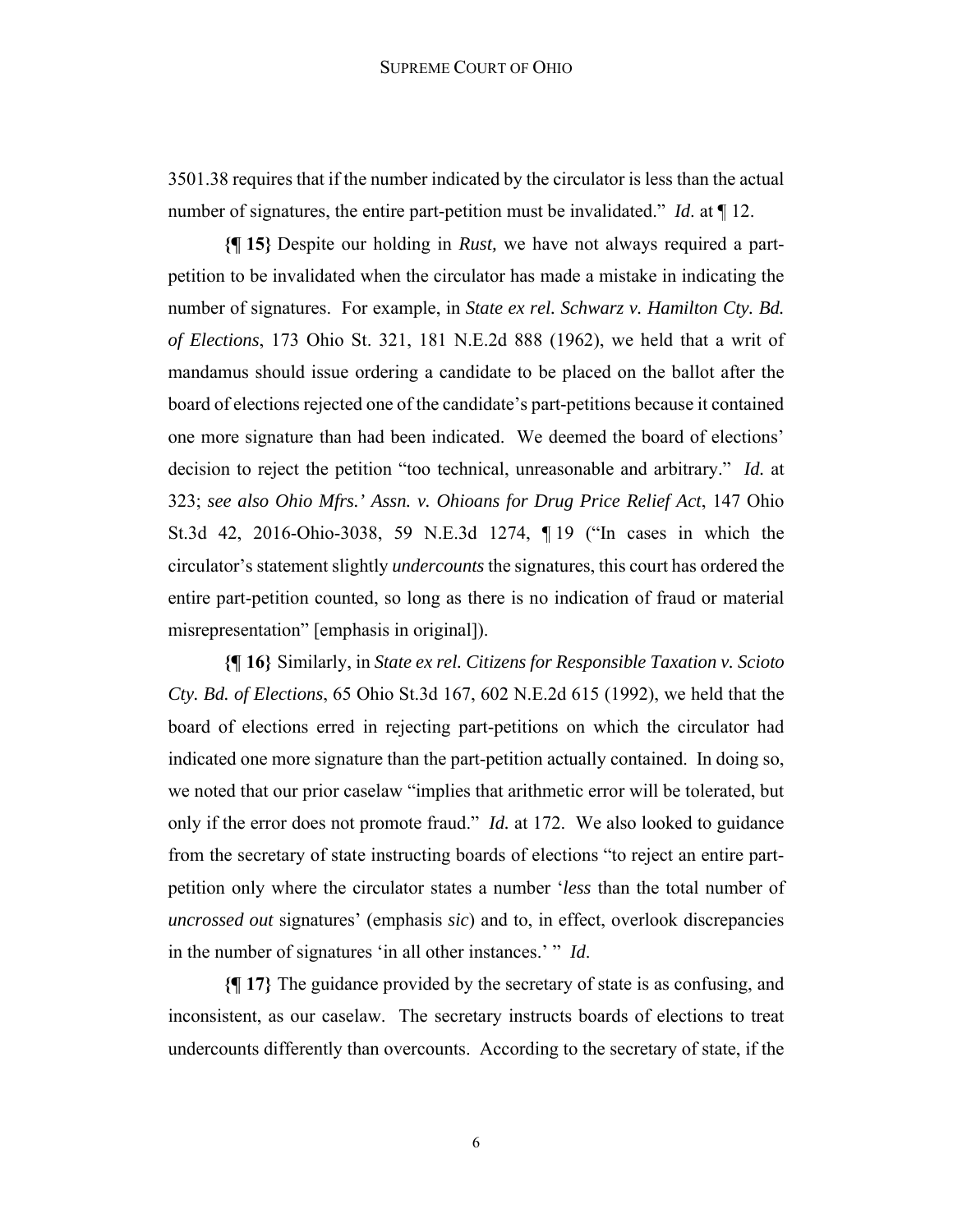3501.38 requires that if the number indicated by the circulator is less than the actual number of signatures, the entire part-petition must be invalidated." *Id.* at ¶ 12.

**{¶ 15}** Despite our holding in *Rust,* we have not always required a part-petition to be invalidated when the circulator has made a mistake in indicating the number of signatures. For example, in *State ex rel. Schwarz v. Hamilton Cty. Bd. of Elections*, 173 Ohio St. 321, 181 N.E.2d 888 (1962), we held that a writ of mandamus should issue ordering a candidate to be placed on the ballot after the board of elections rejected one of the candidate's part-petitions because it contained one more signature than had been indicated. We deemed the board of elections' decision to reject the petition "too technical, unreasonable and arbitrary." *Id.* at 323; *see also Ohio Mfrs.' Assn. v. Ohioans for Drug Price Relief Act*, 147 Ohio St.3d 42, 2016-Ohio-3038, 59 N.E.3d 1274, ¶ 19 ("In cases in which the circulator's statement slightly *undercounts* the signatures, this court has ordered the entire part-petition counted, so long as there is no indication of fraud or material misrepresentation" [emphasis in original]).

**{¶ 16}** Similarly, in *State ex rel. Citizens for Responsible Taxation v. Scioto Cty. Bd. of Elections*, 65 Ohio St.3d 167, 602 N.E.2d 615 (1992), we held that the board of elections erred in rejecting part-petitions on which the circulator had indicated one more signature than the part-petition actually contained. In doing so, we noted that our prior caselaw "implies that arithmetic error will be tolerated, but only if the error does not promote fraud." *Id.* at 172. We also looked to guidance from the secretary of state instructing boards of elections "to reject an entire part-petition only where the circulator states a number '*less* than the total number of *uncrossed out* signatures' (emphasis *sic*) and to, in effect, overlook discrepancies in the number of signatures 'in all other instances.' " *Id*.

**{¶ 17}** The guidance provided by the secretary of state is as confusing, and inconsistent, as our caselaw. The secretary instructs boards of elections to treat undercounts differently than overcounts. According to the secretary of state, if the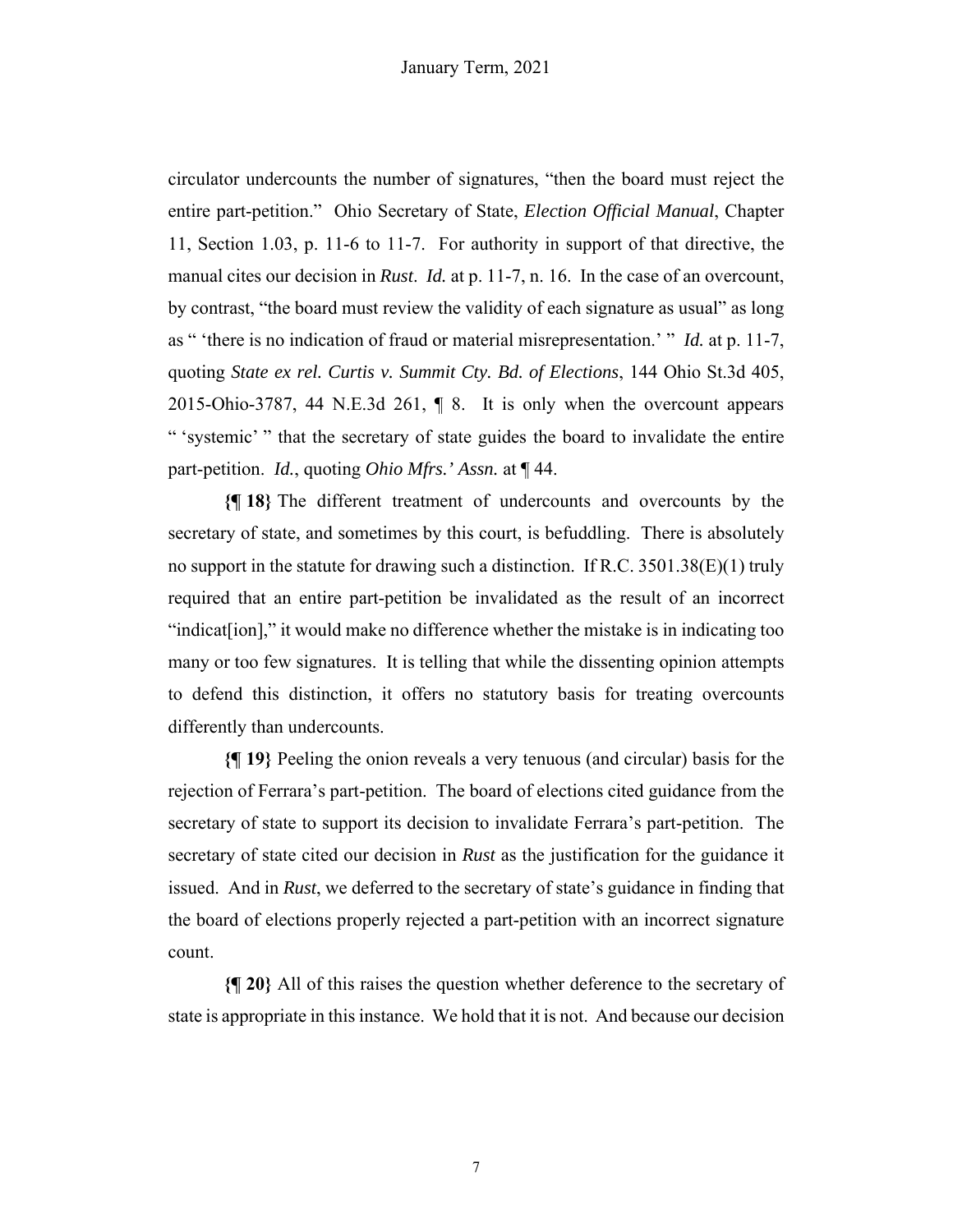circulator undercounts the number of signatures, "then the board must reject the entire part-petition." Ohio Secretary of State, *Election Official Manual*, Chapter 11, Section 1.03, p. 11-6 to 11-7. For authority in support of that directive, the manual cites our decision in *Rust*. *Id.* at p. 11-7, n. 16. In the case of an overcount, by contrast, "the board must review the validity of each signature as usual" as long as " 'there is no indication of fraud or material misrepresentation.' " *Id.* at p. 11-7, quoting *State ex rel. Curtis v. Summit Cty. Bd. of Elections*, 144 Ohio St.3d 405, 2015-Ohio-3787, 44 N.E.3d 261, ¶ 8. It is only when the overcount appears " 'systemic' " that the secretary of state guides the board to invalidate the entire part-petition. *Id.*, quoting *Ohio Mfrs.' Assn.* at ¶ 44.

**{¶ 18}** The different treatment of undercounts and overcounts by the secretary of state, and sometimes by this court, is befuddling. There is absolutely no support in the statute for drawing such a distinction. If R.C. 3501.38(E)(1) truly required that an entire part-petition be invalidated as the result of an incorrect "indicat[ion]," it would make no difference whether the mistake is in indicating too many or too few signatures. It is telling that while the dissenting opinion attempts to defend this distinction, it offers no statutory basis for treating overcounts differently than undercounts.

**{¶ 19}** Peeling the onion reveals a very tenuous (and circular) basis for the rejection of Ferrara's part-petition. The board of elections cited guidance from the secretary of state to support its decision to invalidate Ferrara's part-petition. The secretary of state cited our decision in *Rust* as the justification for the guidance it issued. And in *Rust*, we deferred to the secretary of state's guidance in finding that the board of elections properly rejected a part-petition with an incorrect signature count.

**{¶ 20}** All of this raises the question whether deference to the secretary of state is appropriate in this instance. We hold that it is not. And because our decision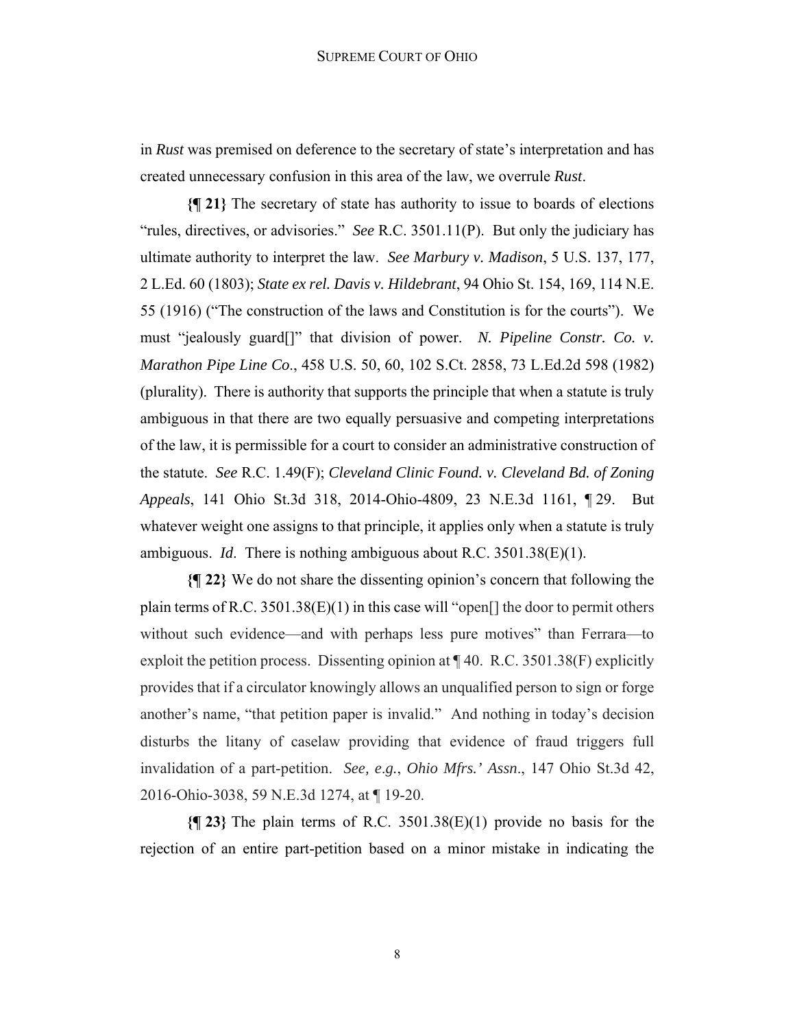in *Rust* was premised on deference to the secretary of state's interpretation and has created unnecessary confusion in this area of the law, we overrule *Rust*.

**{¶ 21}** The secretary of state has authority to issue to boards of elections "rules, directives, or advisories." *See* R.C. 3501.11(P). But only the judiciary has ultimate authority to interpret the law. *See Marbury v. Madison*, 5 U.S. 137, 177, 2 L.Ed. 60 (1803); *State ex rel. Davis v. Hildebrant*, 94 Ohio St. 154, 169, 114 N.E. 55 (1916) ("The construction of the laws and Constitution is for the courts"). We must "jealously guard[]" that division of power. *N. Pipeline Constr. Co. v. Marathon Pipe Line Co.*, 458 U.S. 50, 60, 102 S.Ct. 2858, 73 L.Ed.2d 598 (1982) (plurality). There is authority that supports the principle that when a statute is truly ambiguous in that there are two equally persuasive and competing interpretations of the law, it is permissible for a court to consider an administrative construction of the statute. *See* R.C. 1.49(F); *Cleveland Clinic Found. v. Cleveland Bd. of Zoning Appeals*, 141 Ohio St.3d 318, 2014-Ohio-4809, 23 N.E.3d 1161, ¶ 29. But whatever weight one assigns to that principle, it applies only when a statute is truly ambiguous. *Id*. There is nothing ambiguous about R.C. 3501.38(E)(1).

**{¶ 22}** We do not share the dissenting opinion's concern that following the plain terms of R.C. 3501.38(E)(1) in this case will "open[] the door to permit others without such evidence—and with perhaps less pure motives" than Ferrara—to exploit the petition process. Dissenting opinion at ¶ 40. R.C. 3501.38(F) explicitly provides that if a circulator knowingly allows an unqualified person to sign or forge another's name, "that petition paper is invalid." And nothing in today's decision disturbs the litany of caselaw providing that evidence of fraud triggers full invalidation of a part-petition. *See, e.g.*, *Ohio Mfrs.' Assn*., 147 Ohio St.3d 42, 2016-Ohio-3038, 59 N.E.3d 1274, at ¶ 19-20.

**{¶ 23}** The plain terms of R.C. 3501.38(E)(1) provide no basis for the rejection of an entire part-petition based on a minor mistake in indicating the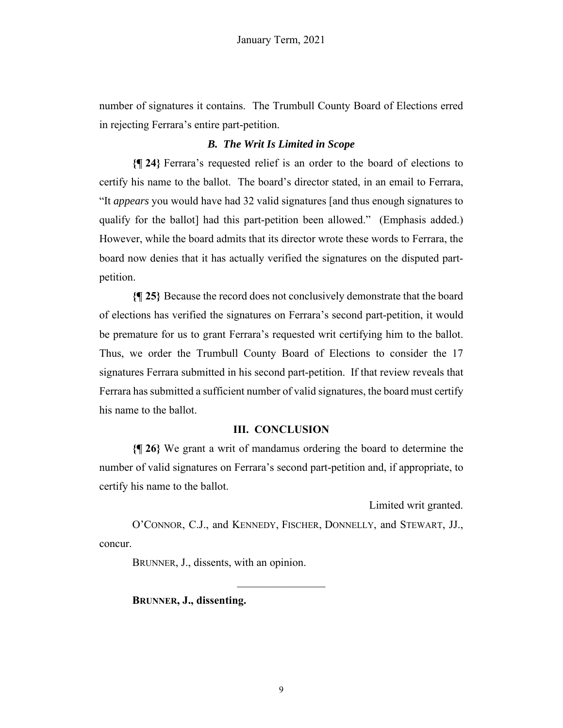number of signatures it contains. The Trumbull County Board of Elections erred in rejecting Ferrara's entire part-petition.

### *B. The Writ Is Limited in Scope*

**{¶ 24}** Ferrara's requested relief is an order to the board of elections to certify his name to the ballot. The board's director stated, in an email to Ferrara, "It *appears* you would have had 32 valid signatures [and thus enough signatures to qualify for the ballot] had this part-petition been allowed." (Emphasis added.) However, while the board admits that its director wrote these words to Ferrara, the board now denies that it has actually verified the signatures on the disputed part-petition.

**{¶ 25}** Because the record does not conclusively demonstrate that the board of elections has verified the signatures on Ferrara's second part-petition, it would be premature for us to grant Ferrara's requested writ certifying him to the ballot. Thus, we order the Trumbull County Board of Elections to consider the 17 signatures Ferrara submitted in his second part-petition. If that review reveals that Ferrara has submitted a sufficient number of valid signatures, the board must certify his name to the ballot.

## III. CONCLUSION

**{¶ 26}** We grant a writ of mandamus ordering the board to determine the number of valid signatures on Ferrara's second part-petition and, if appropriate, to certify his name to the ballot.

Limited writ granted.

O'CONNOR, C.J., and KENNEDY, FISCHER, DONNELLY, and STEWART, JJ., concur.

BRUNNER, J., dissents, with an opinion.

---

**BRUNNER, J., dissenting.**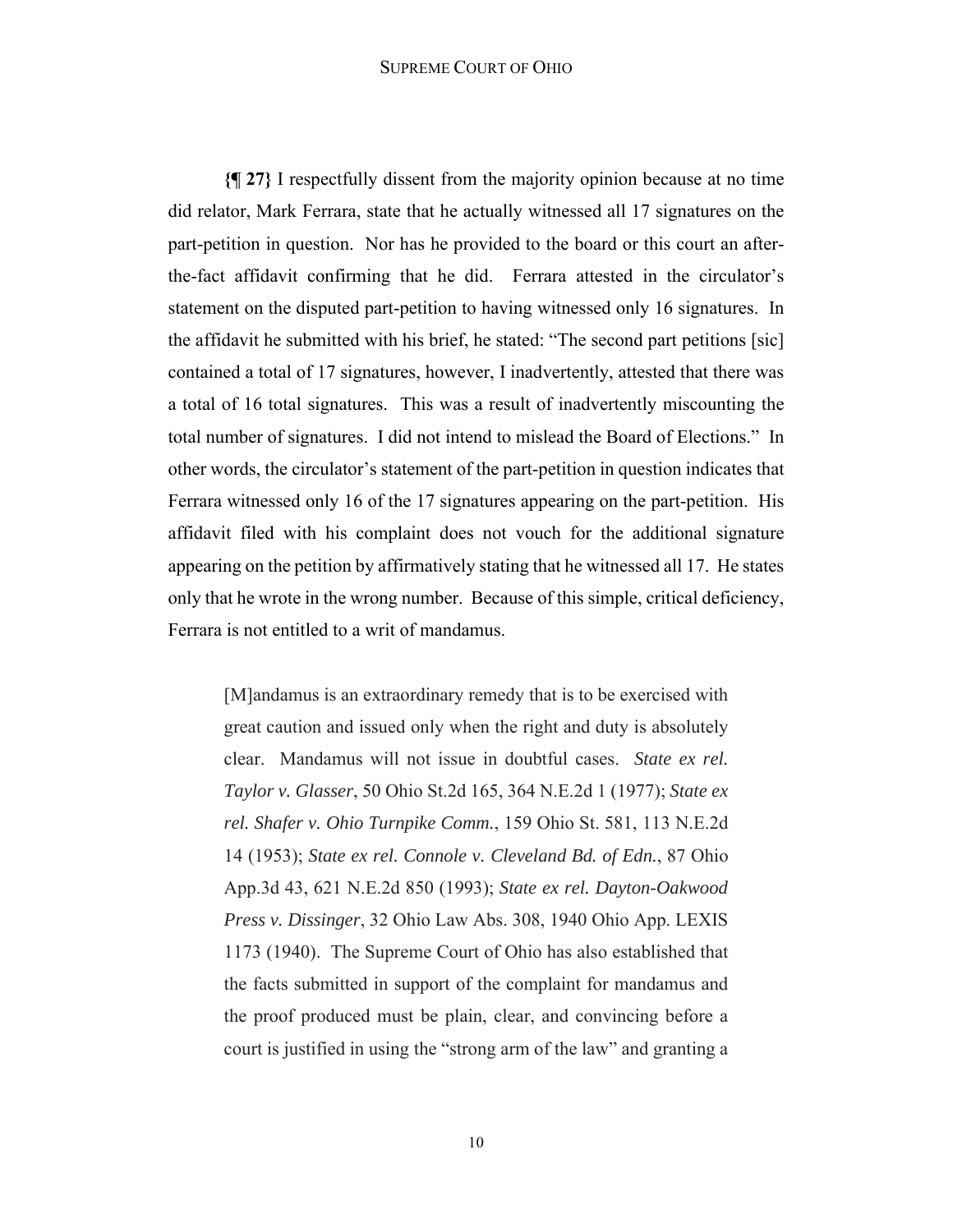**{¶ 27}** I respectfully dissent from the majority opinion because at no time did relator, Mark Ferrara, state that he actually witnessed all 17 signatures on the part-petition in question. Nor has he provided to the board or this court an after-the-fact affidavit confirming that he did. Ferrara attested in the circulator's statement on the disputed part-petition to having witnessed only 16 signatures. In the affidavit he submitted with his brief, he stated: "The second part petitions [sic] contained a total of 17 signatures, however, I inadvertently, attested that there was a total of 16 total signatures. This was a result of inadvertently miscounting the total number of signatures. I did not intend to mislead the Board of Elections." In other words, the circulator's statement of the part-petition in question indicates that Ferrara witnessed only 16 of the 17 signatures appearing on the part-petition. His affidavit filed with his complaint does not vouch for the additional signature appearing on the petition by affirmatively stating that he witnessed all 17. He states only that he wrote in the wrong number. Because of this simple, critical deficiency, Ferrara is not entitled to a writ of mandamus.

> [M]andamus is an extraordinary remedy that is to be exercised with great caution and issued only when the right and duty is absolutely clear. Mandamus will not issue in doubtful cases. *State ex rel. Taylor v. Glasser*, 50 Ohio St.2d 165, 364 N.E.2d 1 (1977); *State ex rel. Shafer v. Ohio Turnpike Comm.*, 159 Ohio St. 581, 113 N.E.2d 14 (1953); *State ex rel. Connole v. Cleveland Bd. of Edn.*, 87 Ohio App.3d 43, 621 N.E.2d 850 (1993); *State ex rel. Dayton-Oakwood Press v. Dissinger*, 32 Ohio Law Abs. 308, 1940 Ohio App. LEXIS 1173 (1940). The Supreme Court of Ohio has also established that the facts submitted in support of the complaint for mandamus and the proof produced must be plain, clear, and convincing before a court is justified in using the "strong arm of the law" and granting a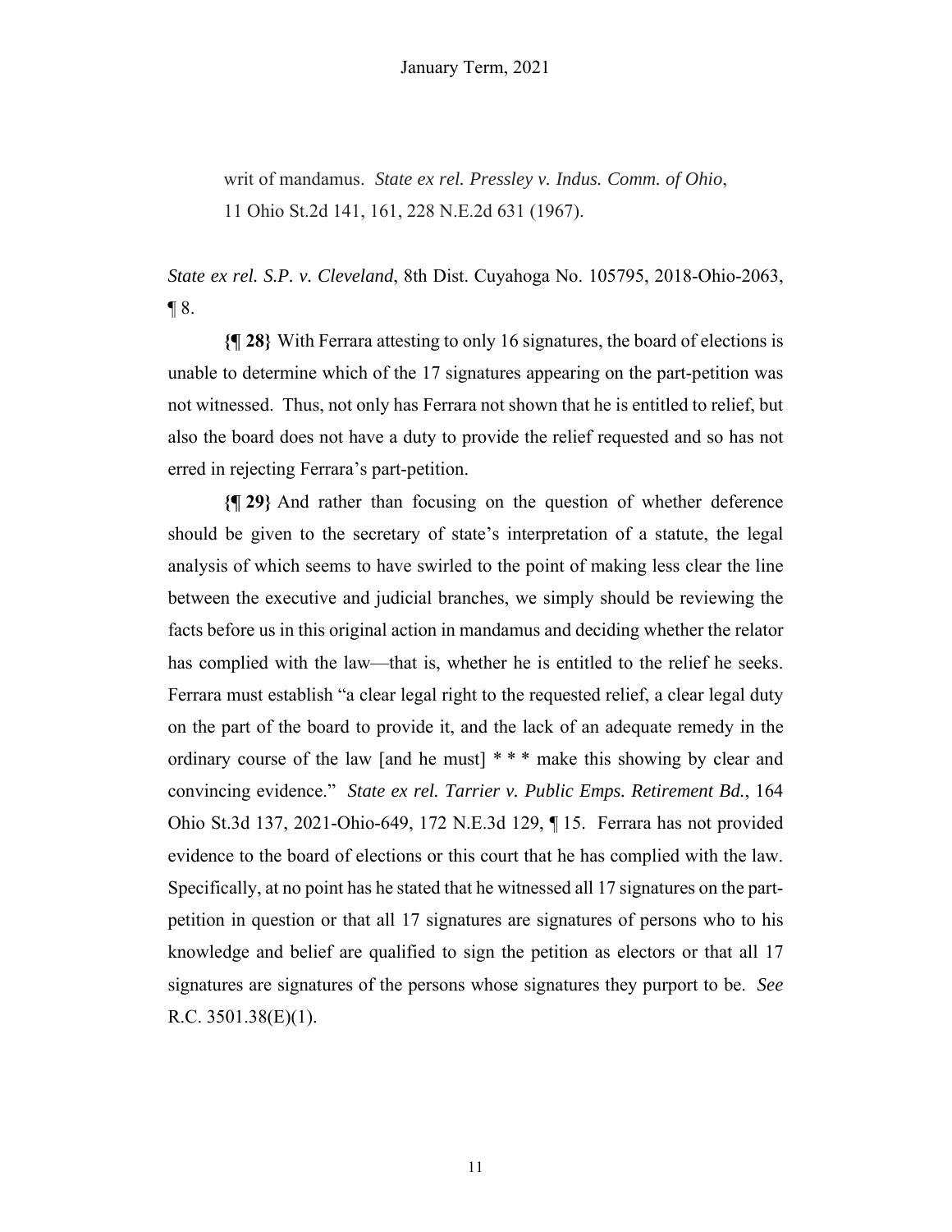writ of mandamus. *State ex rel. Pressley v. Indus. Comm. of Ohio*, 11 Ohio St.2d 141, 161, 228 N.E.2d 631 (1967).

*State ex rel. S.P. v. Cleveland*, 8th Dist. Cuyahoga No. 105795, 2018-Ohio-2063, ¶ 8.

**{¶ 28}** With Ferrara attesting to only 16 signatures, the board of elections is unable to determine which of the 17 signatures appearing on the part-petition was not witnessed. Thus, not only has Ferrara not shown that he is entitled to relief, but also the board does not have a duty to provide the relief requested and so has not erred in rejecting Ferrara's part-petition.

**{¶ 29}** And rather than focusing on the question of whether deference should be given to the secretary of state's interpretation of a statute, the legal analysis of which seems to have swirled to the point of making less clear the line between the executive and judicial branches, we simply should be reviewing the facts before us in this original action in mandamus and deciding whether the relator has complied with the law—that is, whether he is entitled to the relief he seeks. Ferrara must establish "a clear legal right to the requested relief, a clear legal duty on the part of the board to provide it, and the lack of an adequate remedy in the ordinary course of the law [and he must] * * * make this showing by clear and convincing evidence." *State ex rel. Tarrier v. Public Emps. Retirement Bd.*, 164 Ohio St.3d 137, 2021-Ohio-649, 172 N.E.3d 129, ¶ 15. Ferrara has not provided evidence to the board of elections or this court that he has complied with the law. Specifically, at no point has he stated that he witnessed all 17 signatures on the part-petition in question or that all 17 signatures are signatures of persons who to his knowledge and belief are qualified to sign the petition as electors or that all 17 signatures are signatures of the persons whose signatures they purport to be. *See* R.C. 3501.38(E)(1).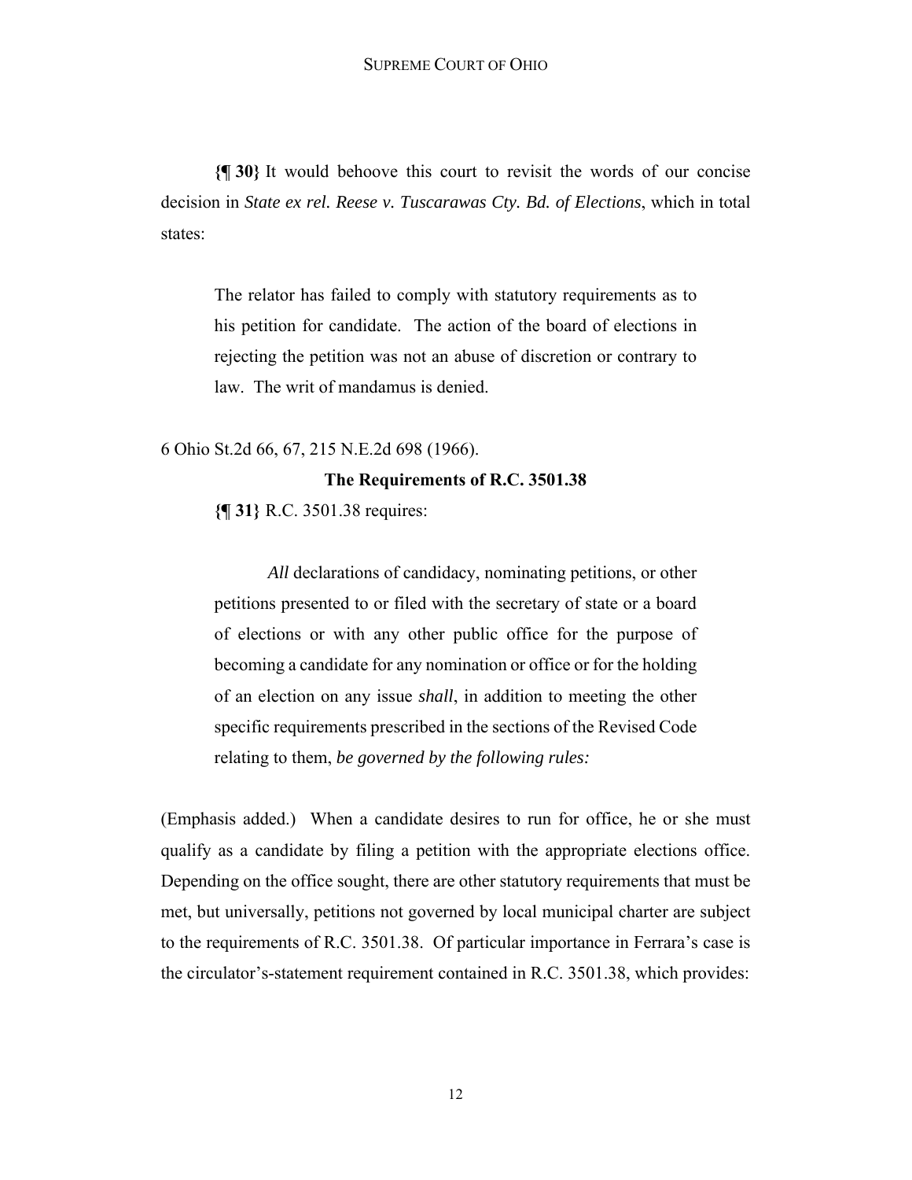**{¶ 30}** It would behoove this court to revisit the words of our concise decision in *State ex rel. Reese v. Tuscarawas Cty. Bd. of Elections*, which in total states:

> The relator has failed to comply with statutory requirements as to his petition for candidate. The action of the board of elections in rejecting the petition was not an abuse of discretion or contrary to law. The writ of mandamus is denied.

6 Ohio St.2d 66, 67, 215 N.E.2d 698 (1966).

### The Requirements of R.C. 3501.38

**{¶ 31}** R.C. 3501.38 requires:

> *All* declarations of candidacy, nominating petitions, or other petitions presented to or filed with the secretary of state or a board of elections or with any other public office for the purpose of becoming a candidate for any nomination or office or for the holding of an election on any issue *shall*, in addition to meeting the other specific requirements prescribed in the sections of the Revised Code relating to them, *be governed by the following rules:*

(Emphasis added.) When a candidate desires to run for office, he or she must qualify as a candidate by filing a petition with the appropriate elections office. Depending on the office sought, there are other statutory requirements that must be met, but universally, petitions not governed by local municipal charter are subject to the requirements of R.C. 3501.38. Of particular importance in Ferrara's case is the circulator's-statement requirement contained in R.C. 3501.38, which provides: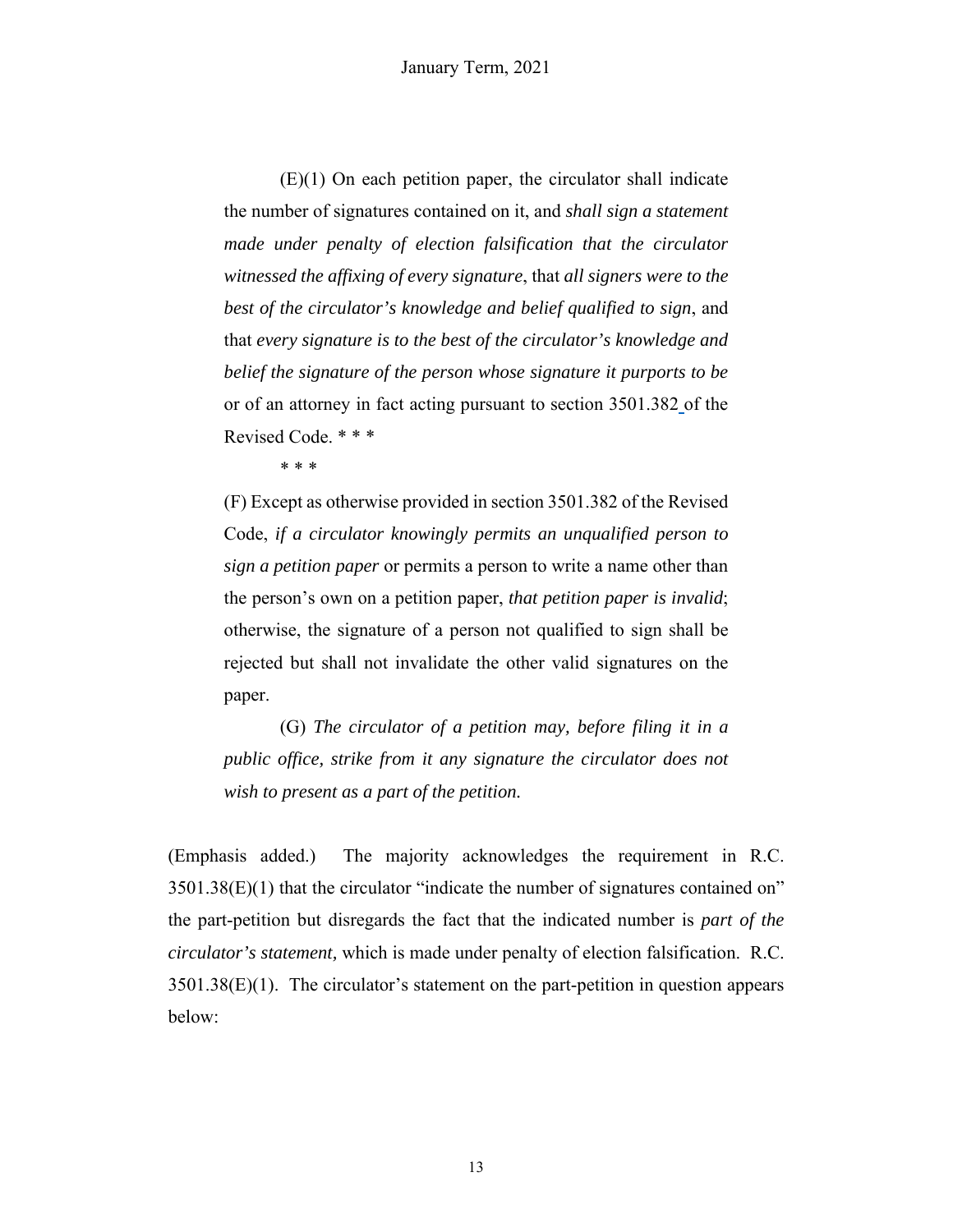> (E)(1) On each petition paper, the circulator shall indicate the number of signatures contained on it, and *shall sign a statement made under penalty of election falsification that the circulator witnessed the affixing of every signature*, that *all signers were to the best of the circulator's knowledge and belief qualified to sign*, and that *every signature is to the best of the circulator's knowledge and belief the signature of the person whose signature it purports to be* or of an attorney in fact acting pursuant to section 3501.382 of the Revised Code. * * *
>
> * * *
>
> (F) Except as otherwise provided in section 3501.382 of the Revised Code, *if a circulator knowingly permits an unqualified person to sign a petition paper* or permits a person to write a name other than the person's own on a petition paper, *that petition paper is invalid*; otherwise, the signature of a person not qualified to sign shall be rejected but shall not invalidate the other valid signatures on the paper.
>
> (G) *The circulator of a petition may, before filing it in a public office, strike from it any signature the circulator does not wish to present as a part of the petition.*

(Emphasis added.) The majority acknowledges the requirement in R.C. 3501.38(E)(1) that the circulator "indicate the number of signatures contained on" the part-petition but disregards the fact that the indicated number is *part of the circulator's statement,* which is made under penalty of election falsification. R.C. 3501.38(E)(1). The circulator's statement on the part-petition in question appears below: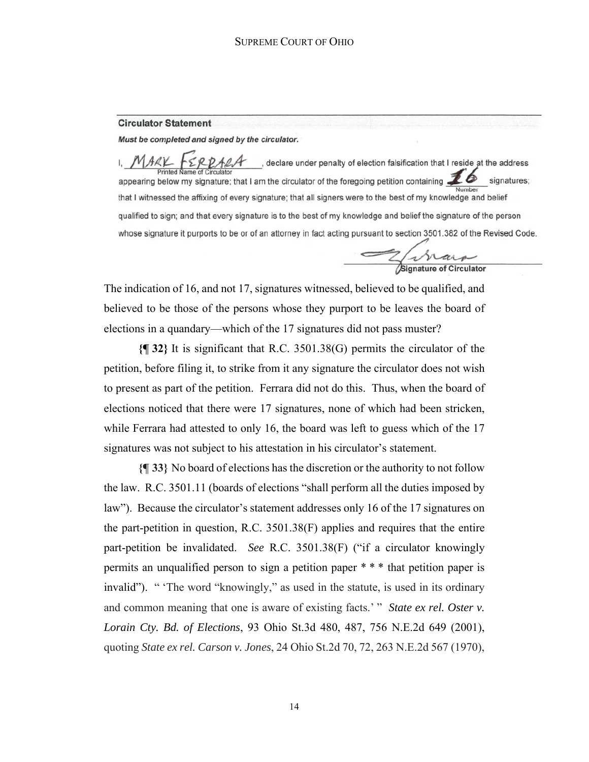**Circulator Statement**

***Must be completed and signed by the circulator.***

I, MARK FERRARA (Printed Name of Circulator), declare under penalty of election falsification that I reside at the address appearing below my signature; that I am the circulator of the foregoing petition containing 16 (Number) signatures; that I witnessed the affixing of every signature; that all signers were to the best of my knowledge and belief qualified to sign; and that every signature is to the best of my knowledge and belief the signature of the person whose signature it purports to be or of an attorney in fact acting pursuant to section 3501.382 of the Revised Code.

Signature of Circulator

The indication of 16, and not 17, signatures witnessed, believed to be qualified, and believed to be those of the persons whose they purport to be leaves the board of elections in a quandary—which of the 17 signatures did not pass muster?

**{¶ 32}** It is significant that R.C. 3501.38(G) permits the circulator of the petition, before filing it, to strike from it any signature the circulator does not wish to present as part of the petition. Ferrara did not do this. Thus, when the board of elections noticed that there were 17 signatures, none of which had been stricken, while Ferrara had attested to only 16, the board was left to guess which of the 17 signatures was not subject to his attestation in his circulator's statement.

**{¶ 33}** No board of elections has the discretion or the authority to not follow the law. R.C. 3501.11 (boards of elections "shall perform all the duties imposed by law"). Because the circulator's statement addresses only 16 of the 17 signatures on the part-petition in question, R.C. 3501.38(F) applies and requires that the entire part-petition be invalidated. *See* R.C. 3501.38(F) ("if a circulator knowingly permits an unqualified person to sign a petition paper * * * that petition paper is invalid"). " 'The word "knowingly," as used in the statute, is used in its ordinary and common meaning that one is aware of existing facts.' " ***State ex rel. Oster v. Lorain Cty. Bd. of Elections***, 93 Ohio St.3d 480, 487, 756 N.E.2d 649 (2001), quoting ***State ex rel. Carson v. Jones***, 24 Ohio St.2d 70, 72, 263 N.E.2d 567 (1970),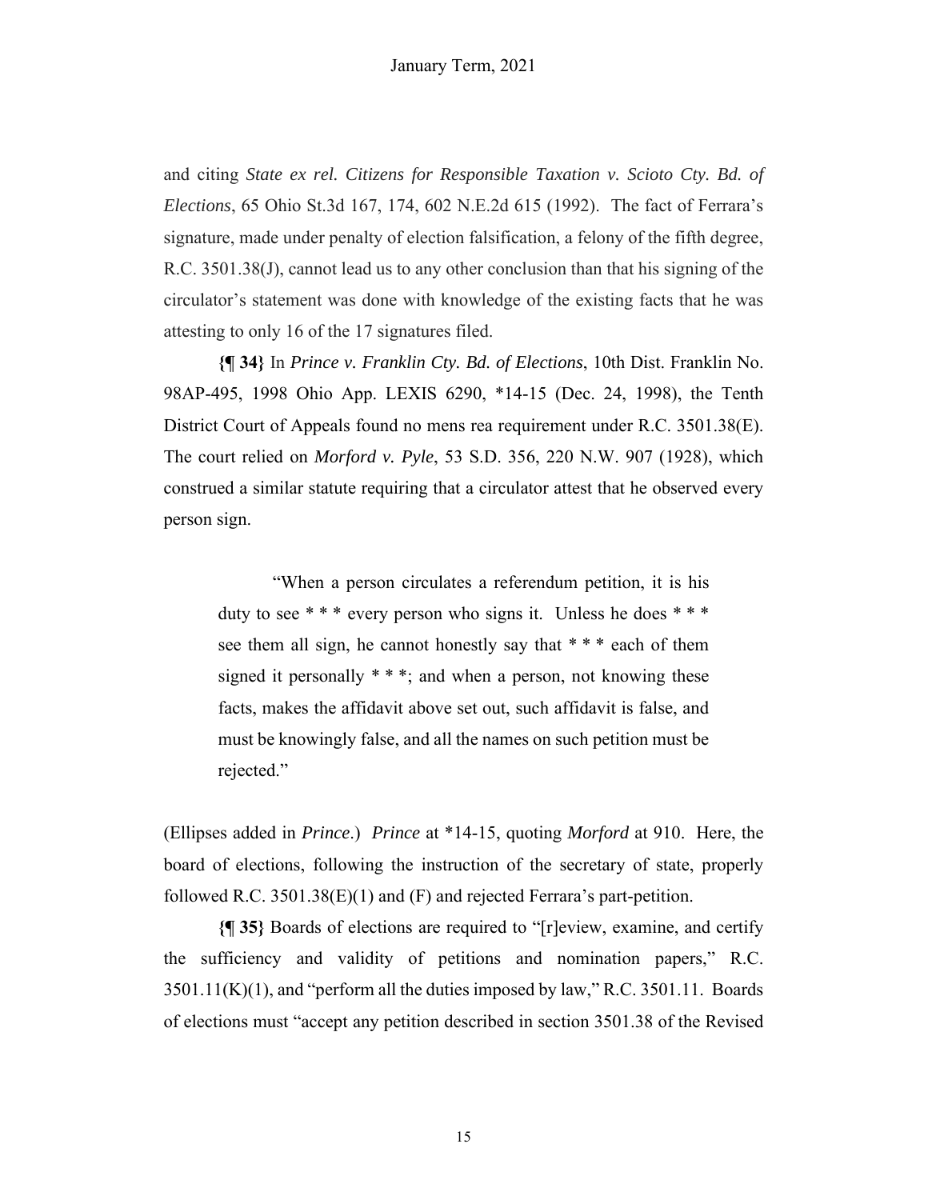and citing *State ex rel. Citizens for Responsible Taxation v. Scioto Cty. Bd. of Elections*, 65 Ohio St.3d 167, 174, 602 N.E.2d 615 (1992). The fact of Ferrara's signature, made under penalty of election falsification, a felony of the fifth degree, R.C. 3501.38(J), cannot lead us to any other conclusion than that his signing of the circulator's statement was done with knowledge of the existing facts that he was attesting to only 16 of the 17 signatures filed.

**{¶ 34}** In *Prince v. Franklin Cty. Bd. of Elections*, 10th Dist. Franklin No. 98AP-495, 1998 Ohio App. LEXIS 6290, *14-15 (Dec. 24, 1998), the Tenth District Court of Appeals found no mens rea requirement under R.C. 3501.38(E). The court relied on *Morford v. Pyle*, 53 S.D. 356, 220 N.W. 907 (1928), which construed a similar statute requiring that a circulator attest that he observed every person sign.

> "When a person circulates a referendum petition, it is his duty to see * * * every person who signs it. Unless he does * * * see them all sign, he cannot honestly say that * * * each of them signed it personally * * *; and when a person, not knowing these facts, makes the affidavit above set out, such affidavit is false, and must be knowingly false, and all the names on such petition must be rejected."

(Ellipses added in *Prince*.) *Prince* at *14-15, quoting *Morford* at 910. Here, the board of elections, following the instruction of the secretary of state, properly followed R.C. 3501.38(E)(1) and (F) and rejected Ferrara's part-petition.

**{¶ 35}** Boards of elections are required to "[r]eview, examine, and certify the sufficiency and validity of petitions and nomination papers," R.C. 3501.11(K)(1), and "perform all the duties imposed by law," R.C. 3501.11. Boards of elections must "accept any petition described in section 3501.38 of the Revised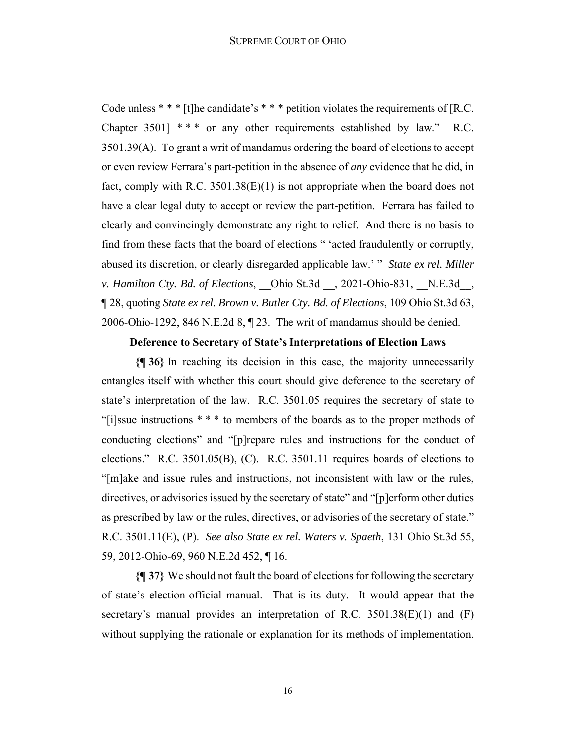Code unless * * * [t]he candidate's * * * petition violates the requirements of [R.C. Chapter 3501] * * * or any other requirements established by law." R.C. 3501.39(A). To grant a writ of mandamus ordering the board of elections to accept or even review Ferrara's part-petition in the absence of *any* evidence that he did, in fact, comply with R.C. 3501.38(E)(1) is not appropriate when the board does not have a clear legal duty to accept or review the part-petition. Ferrara has failed to clearly and convincingly demonstrate any right to relief. And there is no basis to find from these facts that the board of elections " 'acted fraudulently or corruptly, abused its discretion, or clearly disregarded applicable law.' " *State ex rel. Miller v. Hamilton Cty. Bd. of Elections*, __Ohio St.3d __, 2021-Ohio-831, __N.E.3d__, ¶ 28, quoting *State ex rel. Brown v. Butler Cty. Bd. of Elections*, 109 Ohio St.3d 63, 2006-Ohio-1292, 846 N.E.2d 8, ¶ 23. The writ of mandamus should be denied.

**Deference to Secretary of State's Interpretations of Election Laws**

**{¶ 36}** In reaching its decision in this case, the majority unnecessarily entangles itself with whether this court should give deference to the secretary of state's interpretation of the law. R.C. 3501.05 requires the secretary of state to "[i]ssue instructions * * * to members of the boards as to the proper methods of conducting elections" and "[p]repare rules and instructions for the conduct of elections." R.C. 3501.05(B), (C). R.C. 3501.11 requires boards of elections to "[m]ake and issue rules and instructions, not inconsistent with law or the rules, directives, or advisories issued by the secretary of state" and "[p]erform other duties as prescribed by law or the rules, directives, or advisories of the secretary of state." R.C. 3501.11(E), (P). *See also State ex rel. Waters v. Spaeth*, 131 Ohio St.3d 55, 59, 2012-Ohio-69, 960 N.E.2d 452, ¶ 16.

**{¶ 37}** We should not fault the board of elections for following the secretary of state's election-official manual. That is its duty. It would appear that the secretary's manual provides an interpretation of R.C. 3501.38(E)(1) and (F) without supplying the rationale or explanation for its methods of implementation.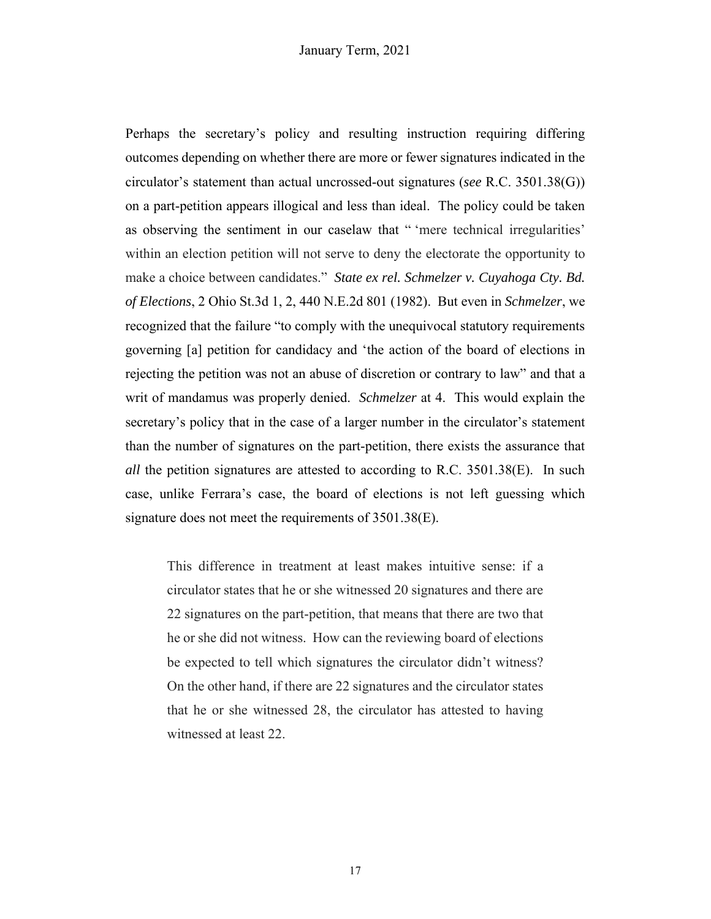Perhaps the secretary's policy and resulting instruction requiring differing outcomes depending on whether there are more or fewer signatures indicated in the circulator's statement than actual uncrossed-out signatures (*see* R.C. 3501.38(G)) on a part-petition appears illogical and less than ideal. The policy could be taken as observing the sentiment in our caselaw that " 'mere technical irregularities' within an election petition will not serve to deny the electorate the opportunity to make a choice between candidates." ***State ex rel. Schmelzer v. Cuyahoga Cty. Bd. of Elections***, 2 Ohio St.3d 1, 2, 440 N.E.2d 801 (1982). But even in *Schmelzer*, we recognized that the failure "to comply with the unequivocal statutory requirements governing [a] petition for candidacy and 'the action of the board of elections in rejecting the petition was not an abuse of discretion or contrary to law" and that a writ of mandamus was properly denied. *Schmelzer* at 4. This would explain the secretary's policy that in the case of a larger number in the circulator's statement than the number of signatures on the part-petition, there exists the assurance that *all* the petition signatures are attested to according to R.C. 3501.38(E). In such case, unlike Ferrara's case, the board of elections is not left guessing which signature does not meet the requirements of 3501.38(E).

> This difference in treatment at least makes intuitive sense: if a circulator states that he or she witnessed 20 signatures and there are 22 signatures on the part-petition, that means that there are two that he or she did not witness. How can the reviewing board of elections be expected to tell which signatures the circulator didn't witness? On the other hand, if there are 22 signatures and the circulator states that he or she witnessed 28, the circulator has attested to having witnessed at least 22.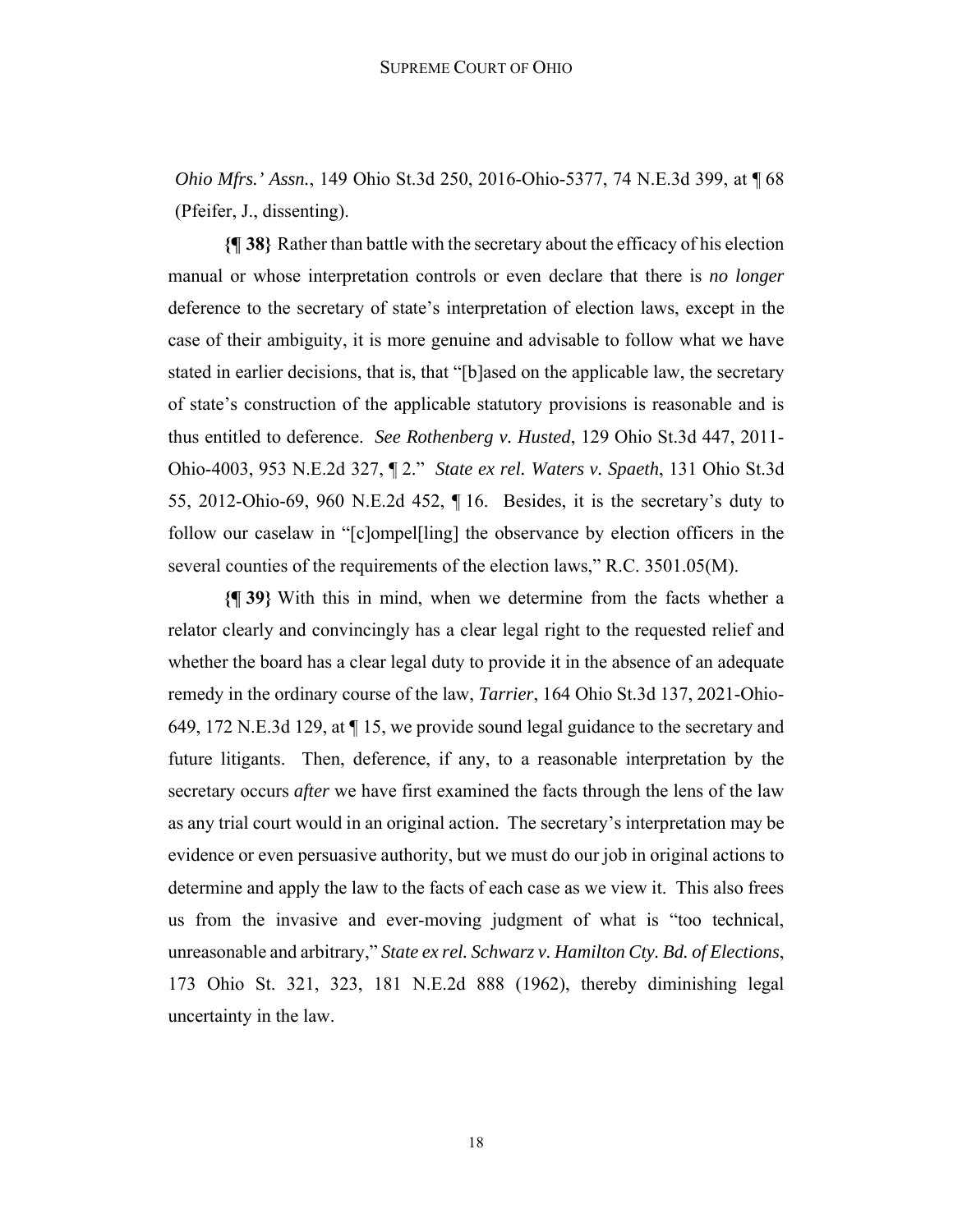*Ohio Mfrs.' Assn.*, 149 Ohio St.3d 250, 2016-Ohio-5377, 74 N.E.3d 399, at ¶ 68 (Pfeifer, J., dissenting).

**{¶ 38}** Rather than battle with the secretary about the efficacy of his election manual or whose interpretation controls or even declare that there is *no longer* deference to the secretary of state's interpretation of election laws, except in the case of their ambiguity, it is more genuine and advisable to follow what we have stated in earlier decisions, that is, that "[b]ased on the applicable law, the secretary of state's construction of the applicable statutory provisions is reasonable and is thus entitled to deference. *See Rothenberg v. Husted*, 129 Ohio St.3d 447, 2011-Ohio-4003, 953 N.E.2d 327, ¶ 2." *State ex rel. Waters v. Spaeth*, 131 Ohio St.3d 55, 2012-Ohio-69, 960 N.E.2d 452, ¶ 16. Besides, it is the secretary's duty to follow our caselaw in "[c]ompel[ling] the observance by election officers in the several counties of the requirements of the election laws," R.C. 3501.05(M).

**{¶ 39}** With this in mind, when we determine from the facts whether a relator clearly and convincingly has a clear legal right to the requested relief and whether the board has a clear legal duty to provide it in the absence of an adequate remedy in the ordinary course of the law, *Tarrier*, 164 Ohio St.3d 137, 2021-Ohio-649, 172 N.E.3d 129, at ¶ 15, we provide sound legal guidance to the secretary and future litigants. Then, deference, if any, to a reasonable interpretation by the secretary occurs *after* we have first examined the facts through the lens of the law as any trial court would in an original action. The secretary's interpretation may be evidence or even persuasive authority, but we must do our job in original actions to determine and apply the law to the facts of each case as we view it. This also frees us from the invasive and ever-moving judgment of what is "too technical, unreasonable and arbitrary," *State ex rel. Schwarz v. Hamilton Cty. Bd. of Elections*, 173 Ohio St. 321, 323, 181 N.E.2d 888 (1962), thereby diminishing legal uncertainty in the law.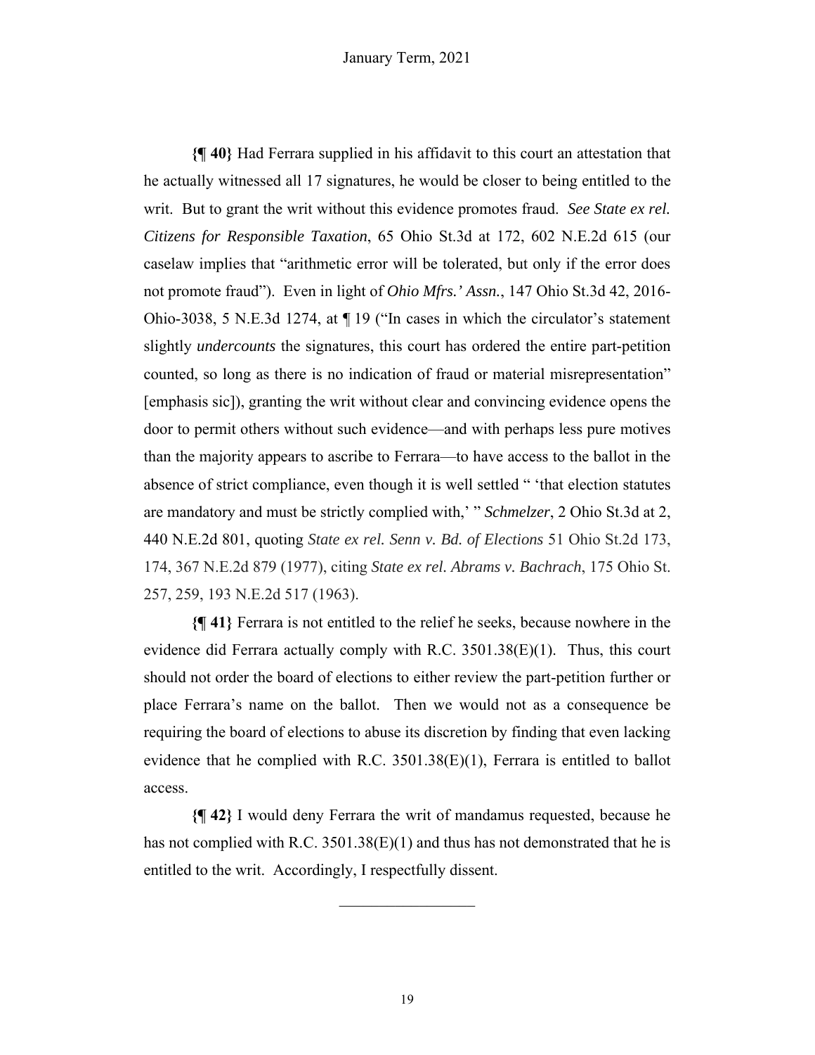**{¶ 40}** Had Ferrara supplied in his affidavit to this court an attestation that he actually witnessed all 17 signatures, he would be closer to being entitled to the writ. But to grant the writ without this evidence promotes fraud. *See State ex rel. Citizens for Responsible Taxation*, 65 Ohio St.3d at 172, 602 N.E.2d 615 (our caselaw implies that "arithmetic error will be tolerated, but only if the error does not promote fraud"). Even in light of *Ohio Mfrs.' Assn.*, 147 Ohio St.3d 42, 2016-Ohio-3038, 5 N.E.3d 1274, at ¶ 19 ("In cases in which the circulator's statement slightly *undercounts* the signatures, this court has ordered the entire part-petition counted, so long as there is no indication of fraud or material misrepresentation" [emphasis sic]), granting the writ without clear and convincing evidence opens the door to permit others without such evidence—and with perhaps less pure motives than the majority appears to ascribe to Ferrara—to have access to the ballot in the absence of strict compliance, even though it is well settled " 'that election statutes are mandatory and must be strictly complied with,' " *Schmelzer*, 2 Ohio St.3d at 2, 440 N.E.2d 801, quoting *State ex rel. Senn v. Bd. of Elections* 51 Ohio St.2d 173, 174, 367 N.E.2d 879 (1977), citing *State ex rel. Abrams v. Bachrach*, 175 Ohio St. 257, 259, 193 N.E.2d 517 (1963).

**{¶ 41}** Ferrara is not entitled to the relief he seeks, because nowhere in the evidence did Ferrara actually comply with R.C. 3501.38(E)(1). Thus, this court should not order the board of elections to either review the part-petition further or place Ferrara's name on the ballot. Then we would not as a consequence be requiring the board of elections to abuse its discretion by finding that even lacking evidence that he complied with R.C. 3501.38(E)(1), Ferrara is entitled to ballot access.

**{¶ 42}** I would deny Ferrara the writ of mandamus requested, because he has not complied with R.C. 3501.38(E)(1) and thus has not demonstrated that he is entitled to the writ. Accordingly, I respectfully dissent.

---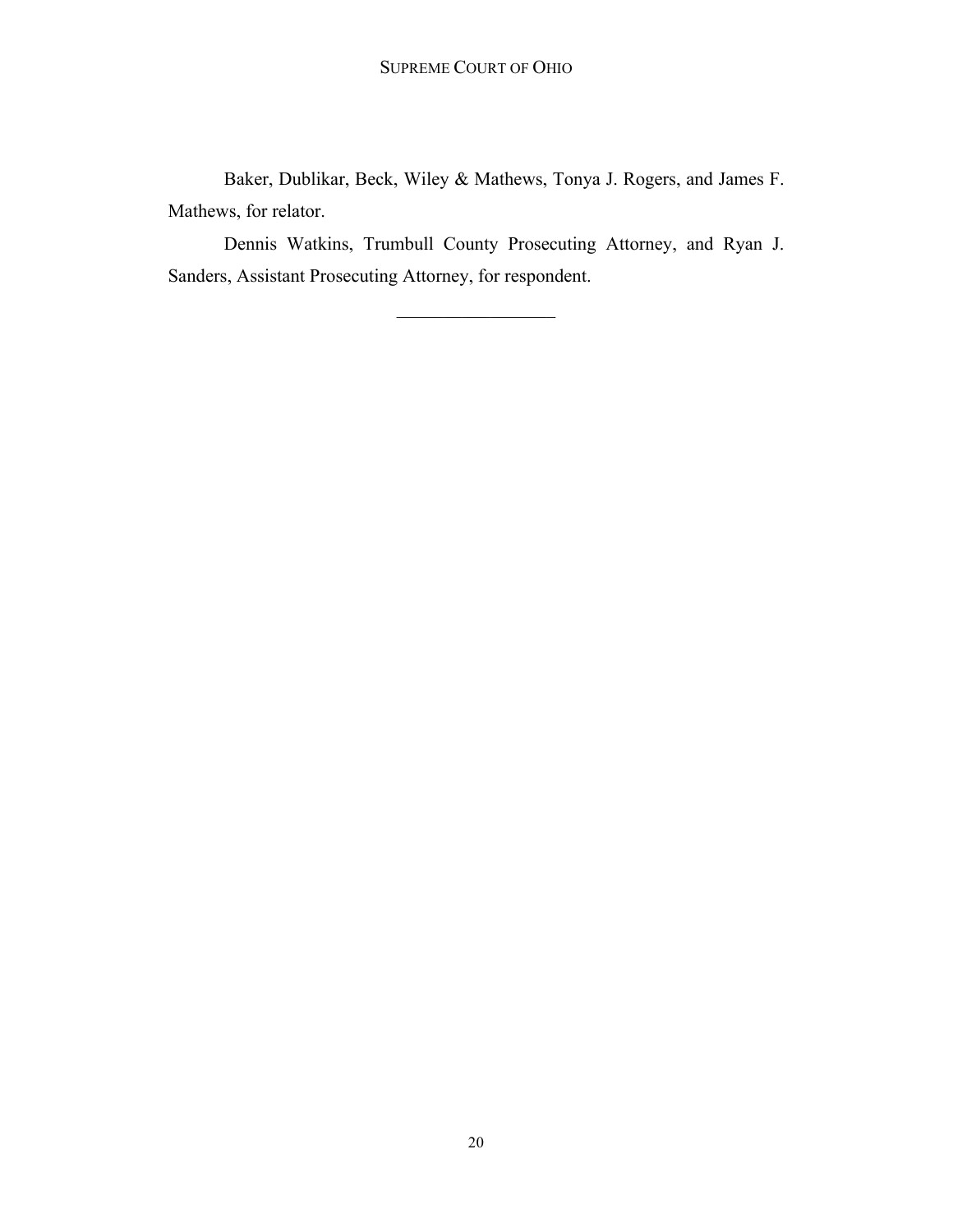Baker, Dublikar, Beck, Wiley & Mathews, Tonya J. Rogers, and James F. Mathews, for relator.

Dennis Watkins, Trumbull County Prosecuting Attorney, and Ryan J. Sanders, Assistant Prosecuting Attorney, for respondent.

\_\_\_\_\_\_\_\_\_\_\_\_\_\_\_\_\_